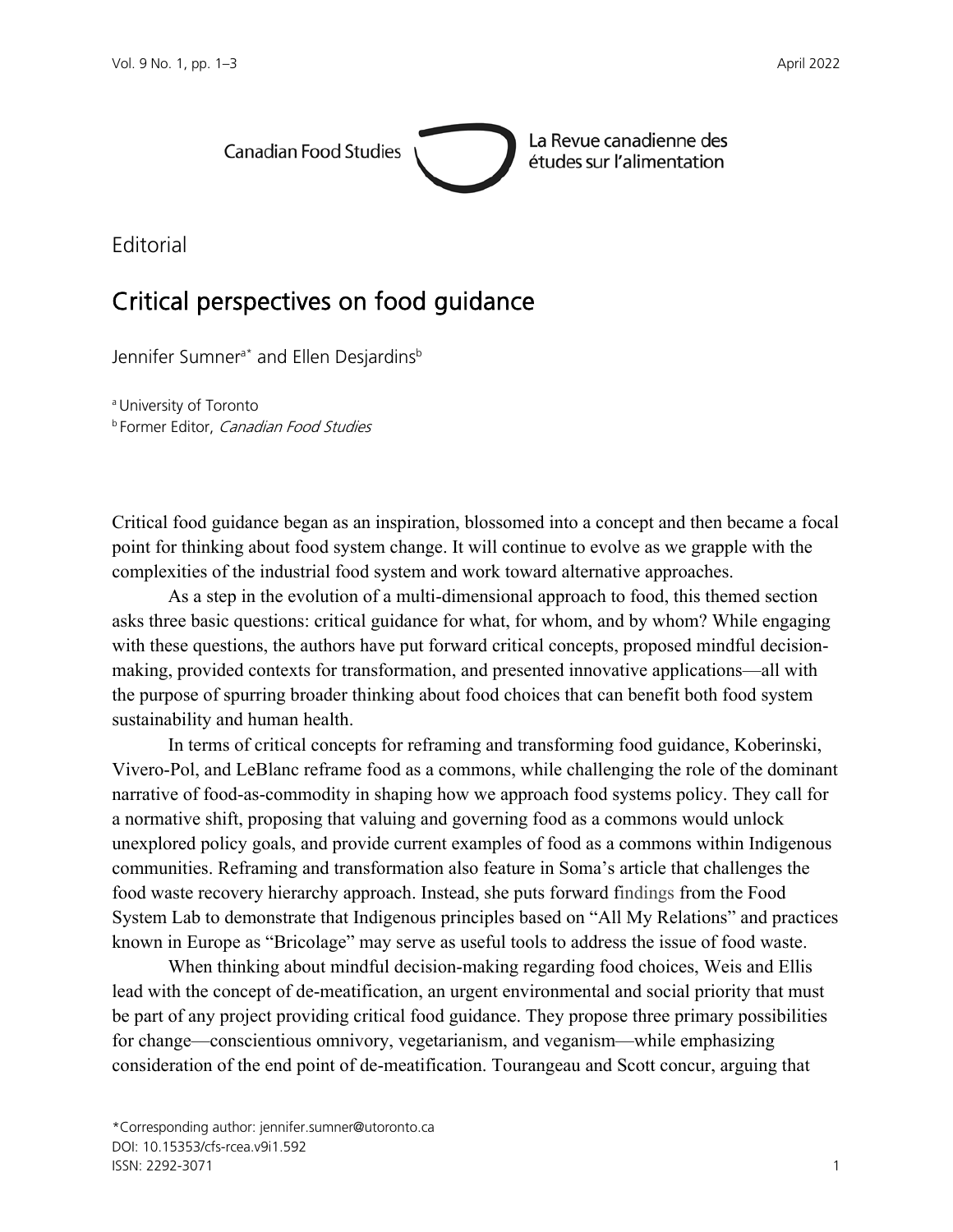Canadian Food Studies — La Revue canadienne des études sur l'alimentation

Editorial

# Critical perspectives on food guidance

Jennifer Sumner[a*] and Ellen Desjardins[b]

[a] University of Toronto
[b] Former Editor, *Canadian Food Studies*

Critical food guidance began as an inspiration, blossomed into a concept and then became a focal point for thinking about food system change. It will continue to evolve as we grapple with the complexities of the industrial food system and work toward alternative approaches.

As a step in the evolution of a multi-dimensional approach to food, this themed section asks three basic questions: critical guidance for what, for whom, and by whom? While engaging with these questions, the authors have put forward critical concepts, proposed mindful decision-making, provided contexts for transformation, and presented innovative applications—all with the purpose of spurring broader thinking about food choices that can benefit both food system sustainability and human health.

In terms of critical concepts for reframing and transforming food guidance, Koberinski, Vivero-Pol, and LeBlanc reframe food as a commons, while challenging the role of the dominant narrative of food-as-commodity in shaping how we approach food systems policy. They call for a normative shift, proposing that valuing and governing food as a commons would unlock unexplored policy goals, and provide current examples of food as a commons within Indigenous communities. Reframing and transformation also feature in Soma's article that challenges the food waste recovery hierarchy approach. Instead, she puts forward findings from the Food System Lab to demonstrate that Indigenous principles based on "All My Relations" and practices known in Europe as "Bricolage" may serve as useful tools to address the issue of food waste.

When thinking about mindful decision-making regarding food choices, Weis and Ellis lead with the concept of de-meatification, an urgent environmental and social priority that must be part of any project providing critical food guidance. They propose three primary possibilities for change—conscientious omnivory, vegetarianism, and veganism—while emphasizing consideration of the end point of de-meatification. Tourangeau and Scott concur, arguing that

*Corresponding author: jennifer.sumner@utoronto.ca
DOI: 10.15353/cfs-rcea.v9i1.592
ISSN: 2292-3071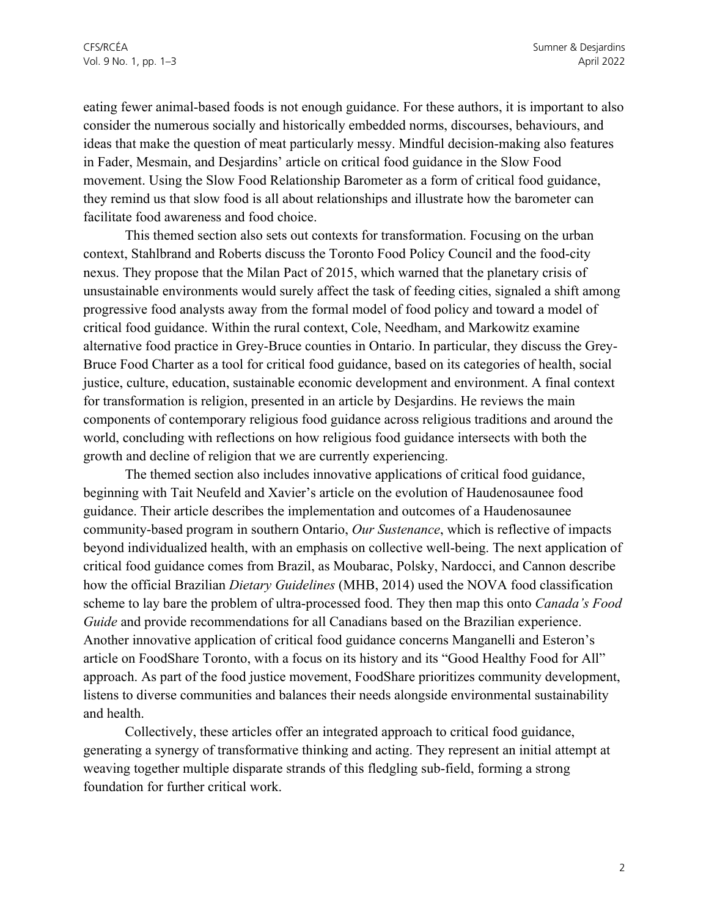eating fewer animal-based foods is not enough guidance. For these authors, it is important to also consider the numerous socially and historically embedded norms, discourses, behaviours, and ideas that make the question of meat particularly messy. Mindful decision-making also features in Fader, Mesmain, and Desjardins' article on critical food guidance in the Slow Food movement. Using the Slow Food Relationship Barometer as a form of critical food guidance, they remind us that slow food is all about relationships and illustrate how the barometer can facilitate food awareness and food choice.

This themed section also sets out contexts for transformation. Focusing on the urban context, Stahlbrand and Roberts discuss the Toronto Food Policy Council and the food-city nexus. They propose that the Milan Pact of 2015, which warned that the planetary crisis of unsustainable environments would surely affect the task of feeding cities, signaled a shift among progressive food analysts away from the formal model of food policy and toward a model of critical food guidance. Within the rural context, Cole, Needham, and Markowitz examine alternative food practice in Grey-Bruce counties in Ontario. In particular, they discuss the Grey-Bruce Food Charter as a tool for critical food guidance, based on its categories of health, social justice, culture, education, sustainable economic development and environment. A final context for transformation is religion, presented in an article by Desjardins. He reviews the main components of contemporary religious food guidance across religious traditions and around the world, concluding with reflections on how religious food guidance intersects with both the growth and decline of religion that we are currently experiencing.

The themed section also includes innovative applications of critical food guidance, beginning with Tait Neufeld and Xavier's article on the evolution of Haudenosaunee food guidance. Their article describes the implementation and outcomes of a Haudenosaunee community-based program in southern Ontario, *Our Sustenance*, which is reflective of impacts beyond individualized health, with an emphasis on collective well-being. The next application of critical food guidance comes from Brazil, as Moubarac, Polsky, Nardocci, and Cannon describe how the official Brazilian *Dietary Guidelines* (MHB, 2014) used the NOVA food classification scheme to lay bare the problem of ultra-processed food. They then map this onto *Canada's Food Guide* and provide recommendations for all Canadians based on the Brazilian experience. Another innovative application of critical food guidance concerns Manganelli and Esteron's article on FoodShare Toronto, with a focus on its history and its "Good Healthy Food for All" approach. As part of the food justice movement, FoodShare prioritizes community development, listens to diverse communities and balances their needs alongside environmental sustainability and health.

Collectively, these articles offer an integrated approach to critical food guidance, generating a synergy of transformative thinking and acting. They represent an initial attempt at weaving together multiple disparate strands of this fledgling sub-field, forming a strong foundation for further critical work.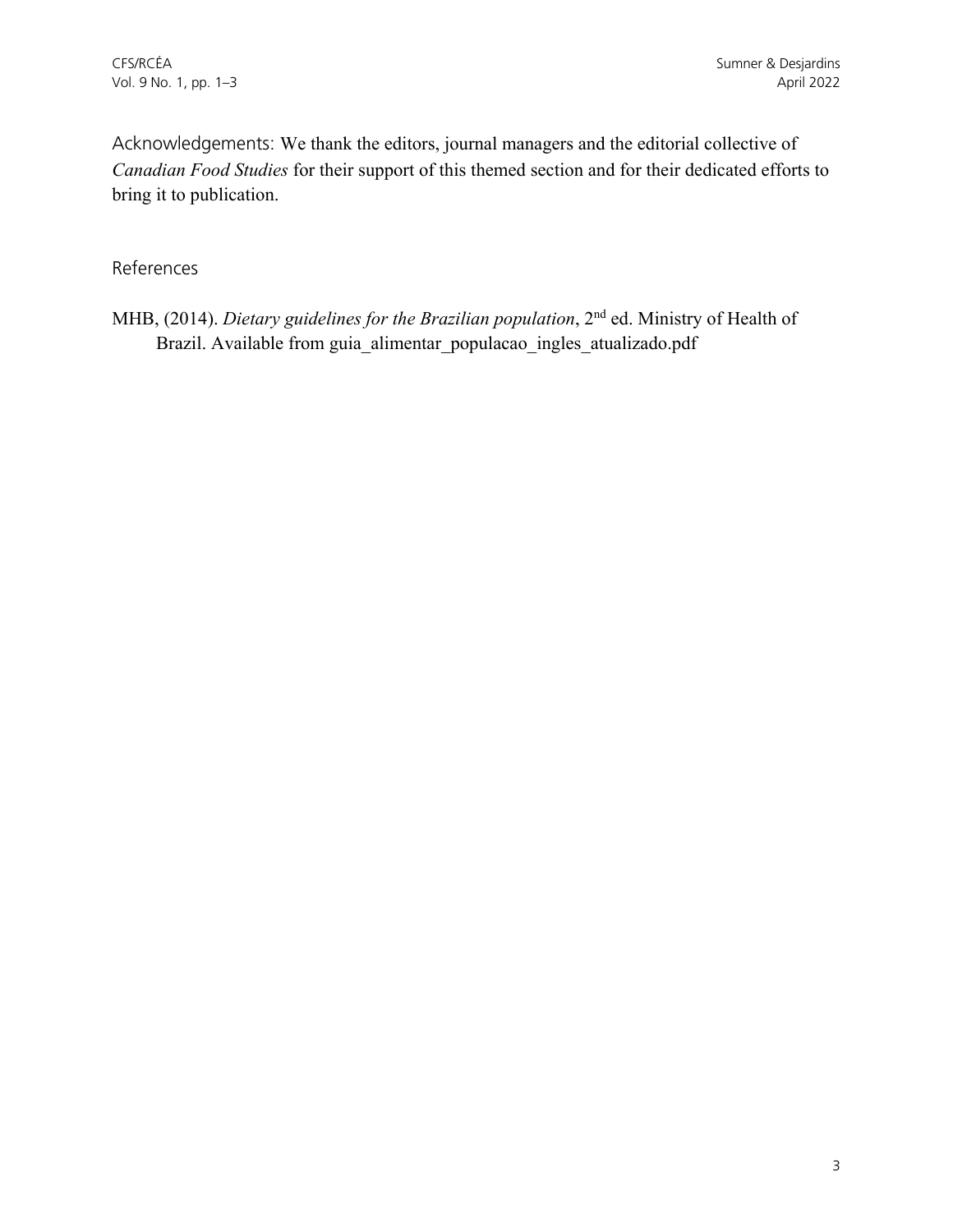Acknowledgements: We thank the editors, journal managers and the editorial collective of *Canadian Food Studies* for their support of this themed section and for their dedicated efforts to bring it to publication.

## References

MHB, (2014). *Dietary guidelines for the Brazilian population*, 2nd ed. Ministry of Health of Brazil. Available from guia_alimentar_populacao_ingles_atualizado.pdf